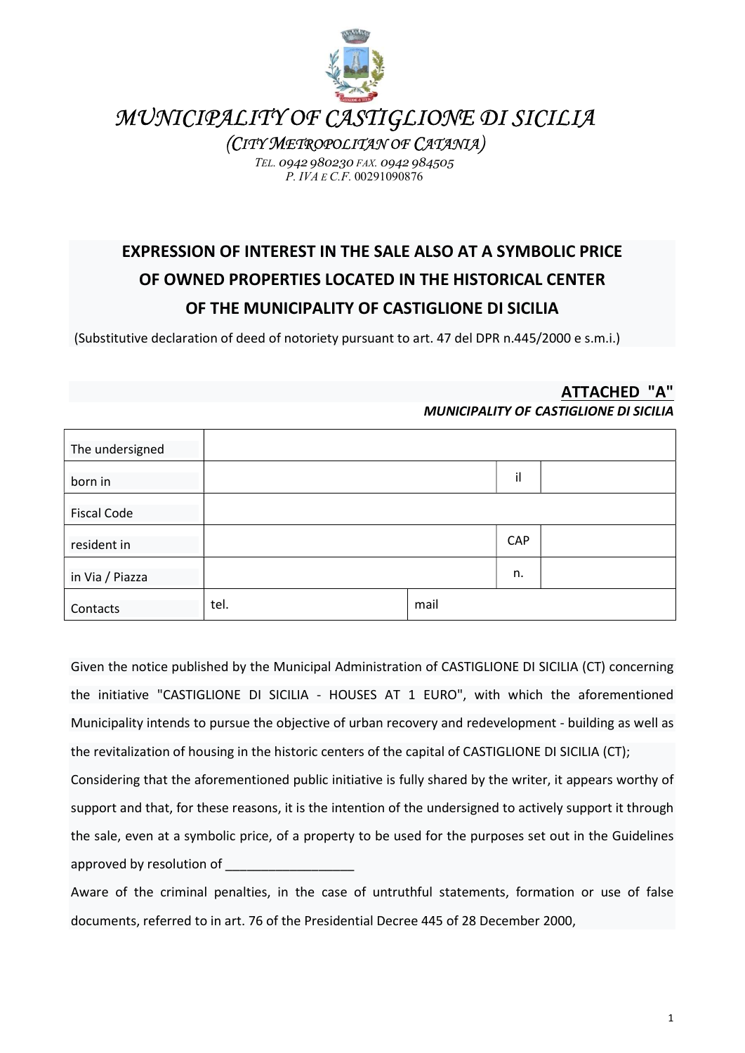# MUNICIPALITY OF CASTIGLIONE DI SICILIA

*(CITY METROPOLITAN OF CATANIA)*

*TEL. 0942 980230 FAX. 0942 984505*
*P. IVA E C.F. 00291090876*

## EXPRESSION OF INTEREST IN THE SALE ALSO AT A SYMBOLIC PRICE OF OWNED PROPERTIES LOCATED IN THE HISTORICAL CENTER OF THE MUNICIPALITY OF CASTIGLIONE DI SICILIA

(Substitutive declaration of deed of notoriety pursuant to art. 47 del DPR n.445/2000 e s.m.i.)

**ATTACHED "A"**

***MUNICIPALITY OF CASTIGLIONE DI SICILIA***

| | | | |
|---|---|---|---|
| The undersigned | | | |
| born in | | il | |
| Fiscal Code | | | |
| resident in | | CAP | |
| in Via / Piazza | | n. | |
| Contacts | tel. | mail | |

Given the notice published by the Municipal Administration of CASTIGLIONE DI SICILIA (CT) concerning the initiative "CASTIGLIONE DI SICILIA - HOUSES AT 1 EURO", with which the aforementioned Municipality intends to pursue the objective of urban recovery and redevelopment - building as well as the revitalization of housing in the historic centers of the capital of CASTIGLIONE DI SICILIA (CT);

Considering that the aforementioned public initiative is fully shared by the writer, it appears worthy of support and that, for these reasons, it is the intention of the undersigned to actively support it through the sale, even at a symbolic price, of a property to be used for the purposes set out in the Guidelines approved by resolution of __________________

Aware of the criminal penalties, in the case of untruthful statements, formation or use of false documents, referred to in art. 76 of the Presidential Decree 445 of 28 December 2000,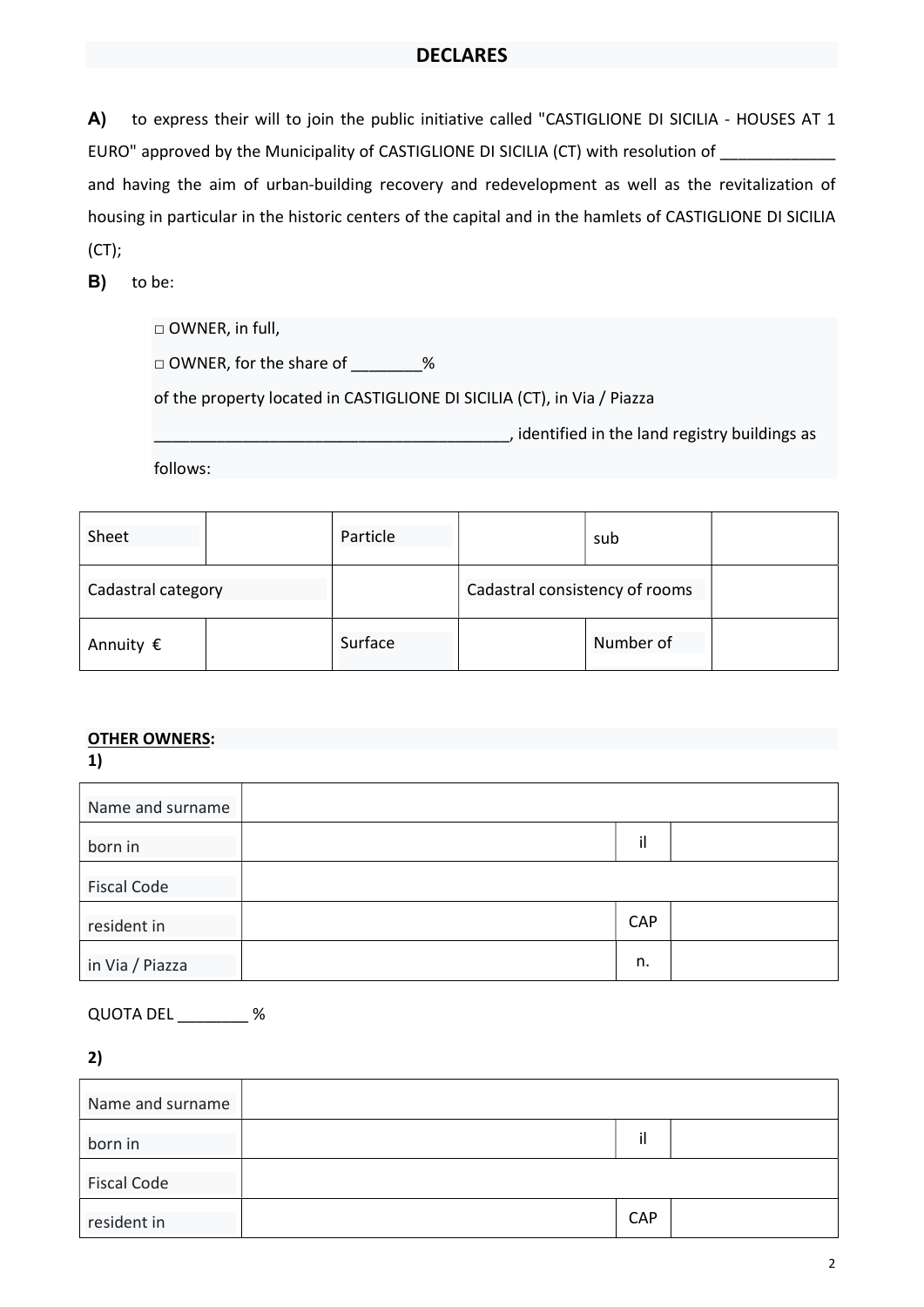## DECLARES

**A)** to express their will to join the public initiative called "CASTIGLIONE DI SICILIA - HOUSES AT 1 EURO" approved by the Municipality of CASTIGLIONE DI SICILIA (CT) with resolution of _____________ and having the aim of urban-building recovery and redevelopment as well as the revitalization of housing in particular in the historic centers of the capital and in the hamlets of CASTIGLIONE DI SICILIA (CT);

**B)** to be:

□ OWNER, in full,

□ OWNER, for the share of ________%

of the property located in CASTIGLIONE DI SICILIA (CT), in Via / Piazza _________________________________________, identified in the land registry buildings as follows:

| Sheet | | Particle | | sub | |
|---|---|---|---|---|---|
| Cadastral category | | | Cadastral consistency of rooms | | |
| Annuity € | | Surface | | Number of | |

**OTHER OWNERS:**

**1)**

| Name and surname | | | |
|---|---|---|---|
| born in | | il | |
| Fiscal Code | | | |
| resident in | | CAP | |
| in Via / Piazza | | n. | |

QUOTA DEL ________ %

**2)**

| Name and surname | | | |
|---|---|---|---|
| born in | | il | |
| Fiscal Code | | | |
| resident in | | CAP | |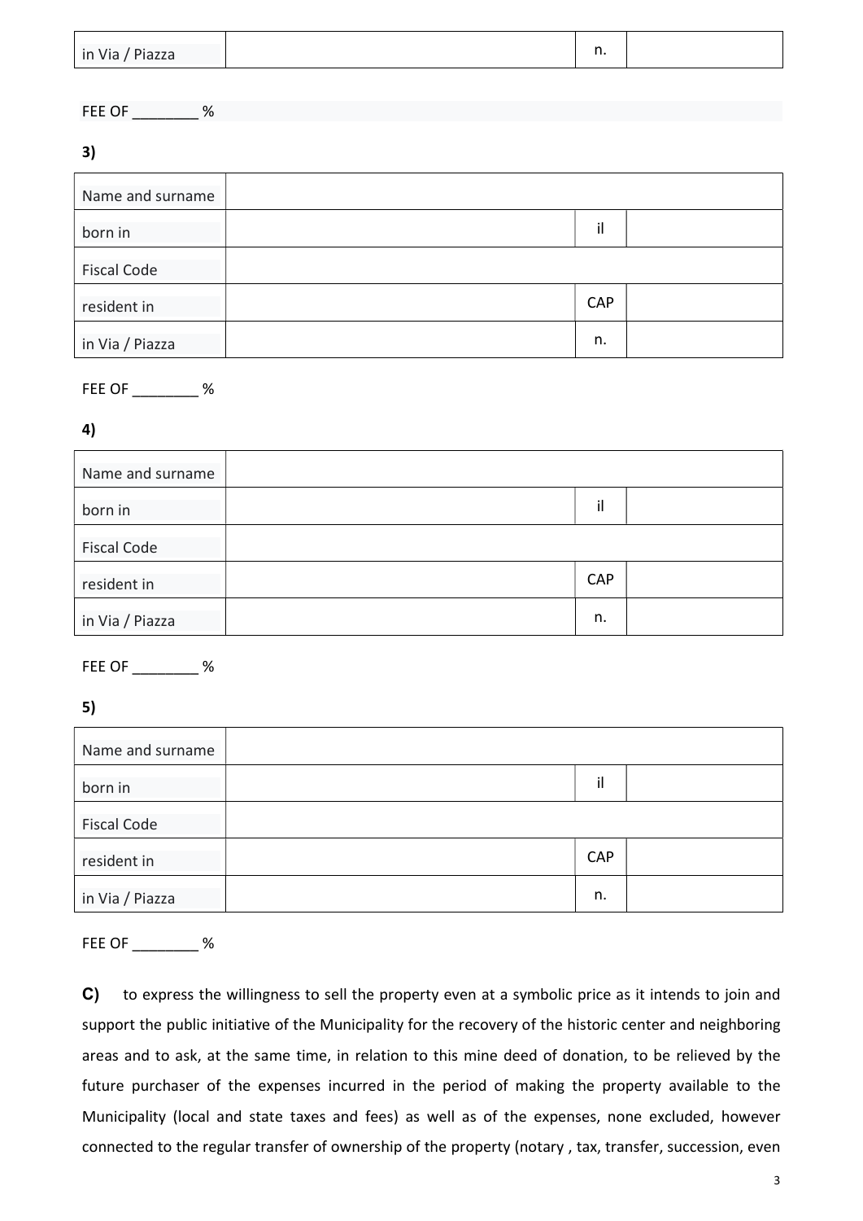| in Via / Piazza | | n. | |
|---|---|---|---|

FEE OF ________ %

**3)**

| Name and surname | | | |
|---|---|---|---|
| born in | | il | |
| Fiscal Code | | | |
| resident in | | CAP | |
| in Via / Piazza | | n. | |

FEE OF ________ %

**4)**

| Name and surname | | | |
|---|---|---|---|
| born in | | il | |
| Fiscal Code | | | |
| resident in | | CAP | |
| in Via / Piazza | | n. | |

FEE OF ________ %

**5)**

| Name and surname | | | |
|---|---|---|---|
| born in | | il | |
| Fiscal Code | | | |
| resident in | | CAP | |
| in Via / Piazza | | n. | |

FEE OF ________ %

**C)** to express the willingness to sell the property even at a symbolic price as it intends to join and support the public initiative of the Municipality for the recovery of the historic center and neighboring areas and to ask, at the same time, in relation to this mine deed of donation, to be relieved by the future purchaser of the expenses incurred in the period of making the property available to the Municipality (local and state taxes and fees) as well as of the expenses, none excluded, however connected to the regular transfer of ownership of the property (notary , tax, transfer, succession, even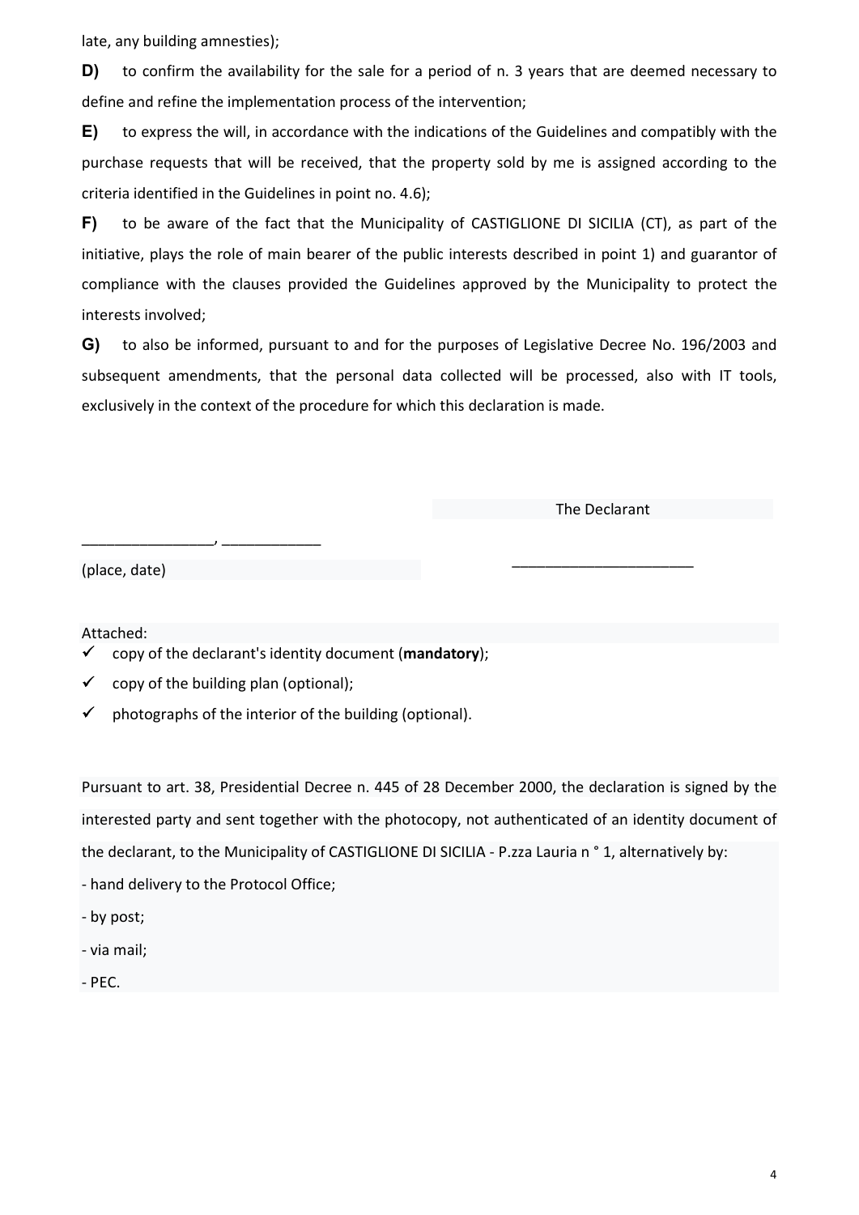late, any building amnesties);

**D)** to confirm the availability for the sale for a period of n. 3 years that are deemed necessary to define and refine the implementation process of the intervention;

**E)** to express the will, in accordance with the indications of the Guidelines and compatibly with the purchase requests that will be received, that the property sold by me is assigned according to the criteria identified in the Guidelines in point no. 4.6);

**F)** to be aware of the fact that the Municipality of CASTIGLIONE DI SICILIA (CT), as part of the initiative, plays the role of main bearer of the public interests described in point 1) and guarantor of compliance with the clauses provided the Guidelines approved by the Municipality to protect the interests involved;

**G)** to also be informed, pursuant to and for the purposes of Legislative Decree No. 196/2003 and subsequent amendments, that the personal data collected will be processed, also with IT tools, exclusively in the context of the procedure for which this declaration is made.

The Declarant

________________, ____________

(place, date)

______________________

Attached:

- ✓ copy of the declarant's identity document (**mandatory**);
- ✓ copy of the building plan (optional);
- ✓ photographs of the interior of the building (optional).

Pursuant to art. 38, Presidential Decree n. 445 of 28 December 2000, the declaration is signed by the interested party and sent together with the photocopy, not authenticated of an identity document of the declarant, to the Municipality of CASTIGLIONE DI SICILIA - P.zza Lauria n ° 1, alternatively by:

- hand delivery to the Protocol Office;
- by post;
- via mail;
- PEC.